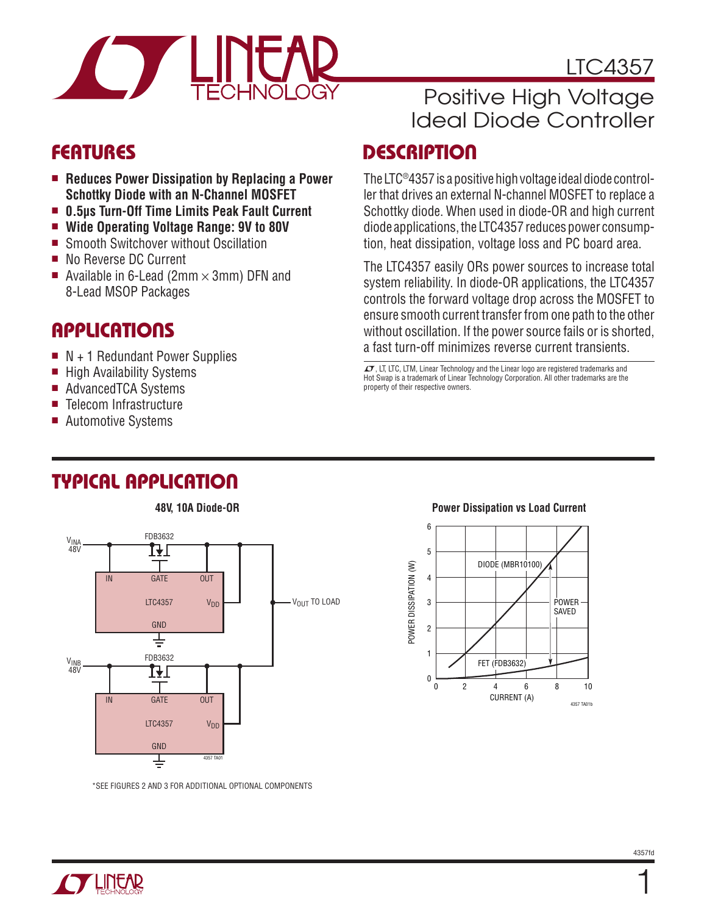# LTC4357

## Positive High Voltage Ideal Diode Controller

## FEATURES

- **Reduces Power Dissipation by Replacing a Power Schottky Diode with an N-Channel MOSFET**
- **0.5μs Turn-Off Time Limits Peak Fault Current**
- **Wide Operating Voltage Range: 9V to 80V**
- Smooth Switchover without Oscillation
- No Reverse DC Current
- Available in 6-Lead (2mm × 3mm) DFN and 8-Lead MSOP Packages

## APPLICATIONS

- N + 1 Redundant Power Supplies
- High Availability Systems
- AdvancedTCA Systems
- Telecom Infrastructure
- Automotive Systems

## DESCRIPTION

The LTC®4357 is a positive high voltage ideal diode controller that drives an external N-channel MOSFET to replace a Schottky diode. When used in diode-OR and high current diode applications, the LTC4357 reduces power consumption, heat dissipation, voltage loss and PC board area.

The LTC4357 easily ORs power sources to increase total system reliability. In diode-OR applications, the LTC4357 controls the forward voltage drop across the MOSFET to ensure smooth current transfer from one path to the other without oscillation. If the power source fails or is shorted, a fast turn-off minimizes reverse current transients.

LT, LTC, LTM, Linear Technology and the Linear logo are registered trademarks and Hot Swap is a trademark of Linear Technology Corporation. All other trademarks are the property of their respective owners.

## TYPICAL APPLICATION

**48V, 10A Diode-OR**

*SEE FIGURES 2 AND 3 FOR ADDITIONAL OPTIONAL COMPONENTS

**Power Dissipation vs Load Current**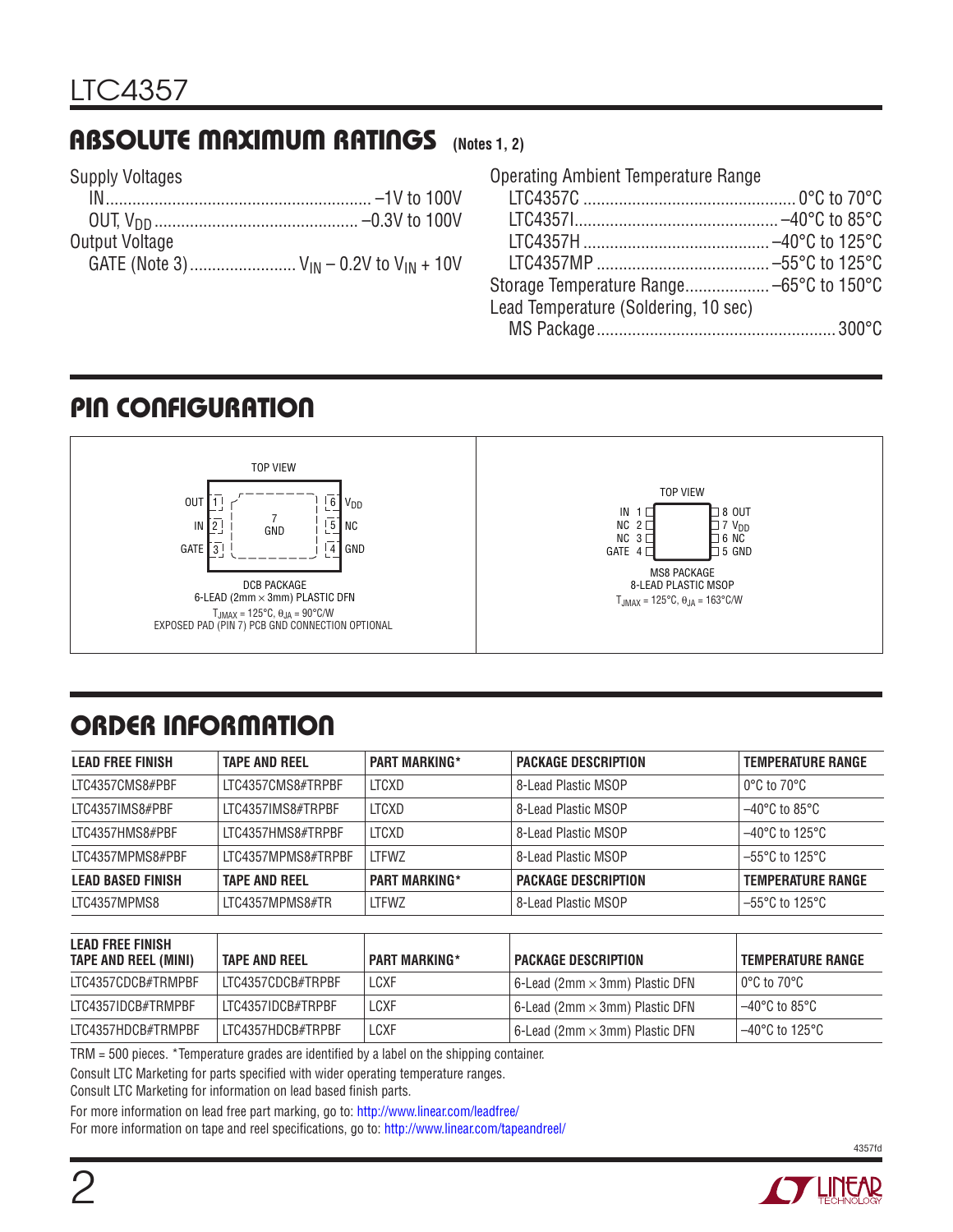## ABSOLUTE MAXIMUM RATINGS (Notes 1, 2)

Supply Voltages
- IN ........................................................ –1V to 100V
- OUT, $V_{DD}$ ........................................... –0.3V to 100V

Output Voltage
- GATE (Note 3) ........................ $V_{IN}$ – 0.2V to $V_{IN}$ + 10V

Operating Ambient Temperature Range
- LTC4357C ............................................... 0°C to 70°C
- LTC4357I ............................................. –40°C to 85°C
- LTC4357H ........................................... –40°C to 125°C
- LTC4357MP ......................................... –55°C to 125°C

Storage Temperature Range.................. –65°C to 150°C

Lead Temperature (Soldering, 10 sec)
- MS Package ................................................... 300°C

## PIN CONFIGURATION

TOP VIEW

| Pin | Name |
|---|---|
| 1 | OUT |
| 2 | IN |
| 3 | GATE |
| 4 | GND |
| 5 | NC |
| 6 | $V_{DD}$ |
| 7 | GND (Exposed Pad) |

DCB PACKAGE
6-LEAD (2mm × 3mm) PLASTIC DFN
$T_{JMAX}$ = 125°C, $\theta_{JA}$ = 90°C/W
EXPOSED PAD (PIN 7) PCB GND CONNECTION OPTIONAL

TOP VIEW

| Pin | Name |
|---|---|
| 1 | IN |
| 2 | NC |
| 3 | NC |
| 4 | GATE |
| 5 | GND |
| 6 | NC |
| 7 | $V_{DD}$ |
| 8 | OUT |

MS8 PACKAGE
8-LEAD PLASTIC MSOP
$T_{JMAX}$ = 125°C, $\theta_{JA}$ = 163°C/W

## ORDER INFORMATION

| LEAD FREE FINISH | TAPE AND REEL | PART MARKING* | PACKAGE DESCRIPTION | TEMPERATURE RANGE |
|---|---|---|---|---|
| LTC4357CMS8#PBF | LTC4357CMS8#TRPBF | LTCXD | 8-Lead Plastic MSOP | 0°C to 70°C |
| LTC4357IMS8#PBF | LTC4357IMS8#TRPBF | LTCXD | 8-Lead Plastic MSOP | –40°C to 85°C |
| LTC4357HMS8#PBF | LTC4357HMS8#TRPBF | LTCXD | 8-Lead Plastic MSOP | –40°C to 125°C |
| LTC4357MPMS8#PBF | LTC4357MPMS8#TRPBF | LTFWZ | 8-Lead Plastic MSOP | –55°C to 125°C |
| **LEAD BASED FINISH** | **TAPE AND REEL** | **PART MARKING*** | **PACKAGE DESCRIPTION** | **TEMPERATURE RANGE** |
| LTC4357MPMS8 | LTC4357MPMS8#TR | LTFWZ | 8-Lead Plastic MSOP | –55°C to 125°C |

| LEAD FREE FINISH TAPE AND REEL (MINI) | TAPE AND REEL | PART MARKING* | PACKAGE DESCRIPTION | TEMPERATURE RANGE |
|---|---|---|---|---|
| LTC4357CDCB#TRMPBF | LTC4357CDCB#TRPBF | LCXF | 6-Lead (2mm × 3mm) Plastic DFN | 0°C to 70°C |
| LTC4357IDCB#TRMPBF | LTC4357IDCB#TRPBF | LCXF | 6-Lead (2mm × 3mm) Plastic DFN | –40°C to 85°C |
| LTC4357HDCB#TRMPBF | LTC4357HDCB#TRPBF | LCXF | 6-Lead (2mm × 3mm) Plastic DFN | –40°C to 125°C |

TRM = 500 pieces. *Temperature grades are identified by a label on the shipping container.

Consult LTC Marketing for parts specified with wider operating temperature ranges.

Consult LTC Marketing for information on lead based finish parts.

For more information on lead free part marking, go to: http://www.linear.com/leadfree/

For more information on tape and reel specifications, go to: http://www.linear.com/tapeandreel/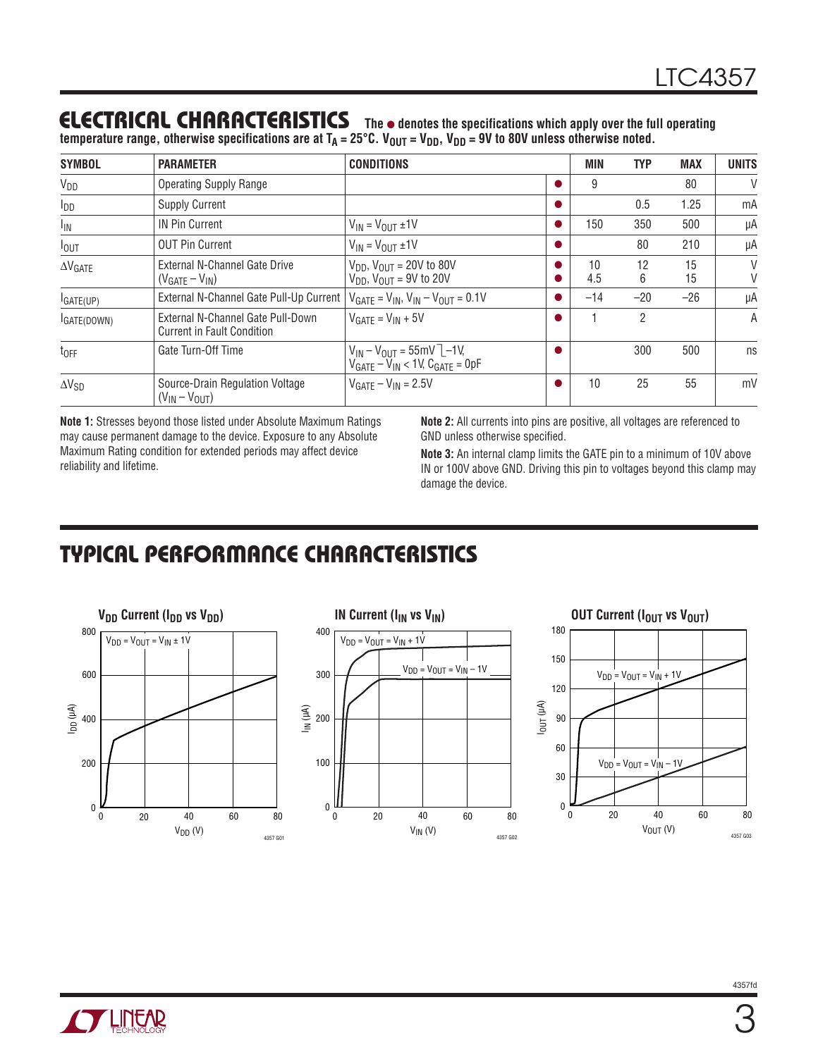## ELECTRICAL CHARACTERISTICS

**The ● denotes the specifications which apply over the full operating temperature range, otherwise specifications are at $T_A$ = 25°C. $V_{OUT}$ = $V_{DD}$, $V_{DD}$ = 9V to 80V unless otherwise noted.**

| SYMBOL | PARAMETER | CONDITIONS | | MIN | TYP | MAX | UNITS |
|---|---|---|---|---|---|---|---|
| $V_{DD}$ | Operating Supply Range | | ● | 9 | | 80 | V |
| $I_{DD}$ | Supply Current | | ● | | 0.5 | 1.25 | mA |
| $I_{IN}$ | IN Pin Current | $V_{IN} = V_{OUT} \pm 1V$ | ● | 150 | 350 | 500 | µA |
| $I_{OUT}$ | OUT Pin Current | $V_{IN} = V_{OUT} \pm 1V$ | ● | | 80 | 210 | µA |
| $\Delta V_{GATE}$ | External N-Channel Gate Drive ($V_{GATE} - V_{IN}$) | $V_{DD}$, $V_{OUT}$ = 20V to 80V<br>$V_{DD}$, $V_{OUT}$ = 9V to 20V | ●<br>● | 10<br>4.5 | 12<br>6 | 15<br>15 | V<br>V |
| $I_{GATE(UP)}$ | External N-Channel Gate Pull-Up Current | $V_{GATE} = V_{IN}$, $V_{IN} - V_{OUT} = 0.1V$ | ● | –14 | –20 | –26 | µA |
| $I_{GATE(DOWN)}$ | External N-Channel Gate Pull-Down Current in Fault Condition | $V_{GATE} = V_{IN} + 5V$ | ● | 1 | 2 | | A |
| $t_{OFF}$ | Gate Turn-Off Time | $V_{IN} - V_{OUT}$ = 55mV ⎤ –1V, $V_{GATE} - V_{IN}$ < 1V, $C_{GATE}$ = 0pF | ● | | 300 | 500 | ns |
| $\Delta V_{SD}$ | Source-Drain Regulation Voltage ($V_{IN} - V_{OUT}$) | $V_{GATE} - V_{IN}$ = 2.5V | ● | 10 | 25 | 55 | mV |

**Note 1:** Stresses beyond those listed under Absolute Maximum Ratings may cause permanent damage to the device. Exposure to any Absolute Maximum Rating condition for extended periods may affect device reliability and lifetime.

**Note 2:** All currents into pins are positive, all voltages are referenced to GND unless otherwise specified.

**Note 3:** An internal clamp limits the GATE pin to a minimum of 10V above IN or 100V above GND. Driving this pin to voltages beyond this clamp may damage the device.

## TYPICAL PERFORMANCE CHARACTERISTICS

**$V_{DD}$ Current ($I_{DD}$ vs $V_{DD}$)**

**IN Current ($I_{IN}$ vs $V_{IN}$)**

**OUT Current ($I_{OUT}$ vs $V_{OUT}$)**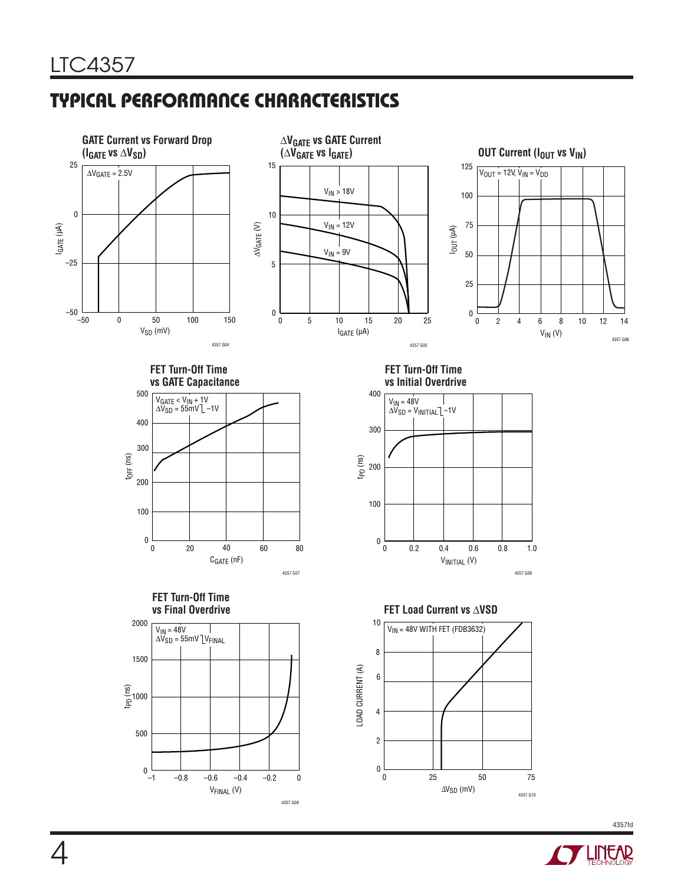## TYPICAL PERFORMANCE CHARACTERISTICS

**GATE Current vs Forward Drop ($I_{GATE}$ vs $\Delta V_{SD}$)**

$\Delta V_{GATE} = 2.5V$

$I_{GATE}$ (µA) vs $V_{SD}$ (mV)

4357 G04

**$\Delta V_{GATE}$ vs GATE Current ($\Delta V_{GATE}$ vs $I_{GATE}$)**

$V_{IN} > 18V$, $V_{IN} = 12V$, $V_{IN} = 9V$

$\Delta V_{GATE}$ (V) vs $I_{GATE}$ (µA)

4357 G05

**OUT Current ($I_{OUT}$ vs $V_{IN}$)**

$V_{OUT} = 12V$, $V_{IN} = V_{DD}$

$I_{OUT}$ (µA) vs $V_{IN}$ (V)

4357 G06

**FET Turn-Off Time vs GATE Capacitance**

$V_{GATE} < V_{IN} + 1V$
$\Delta V_{SD} = 55mV$ ⎦ $-1V$

$t_{OFF}$ (ns) vs $C_{GATE}$ (nF)

4357 G07

**FET Turn-Off Time vs Initial Overdrive**

$V_{IN} = 48V$
$\Delta V_{SD} = V_{INITIAL}$ ⎦ $-1V$

$t_{PD}$ (ns) vs $V_{INITIAL}$ (V)

4357 G08

**FET Turn-Off Time vs Final Overdrive**

$V_{IN} = 48V$
$\Delta V_{SD} = 55mV$ ⎦ $V_{FINAL}$

$t_{PD}$ (ns) vs $V_{FINAL}$ (V)

4357 G09

**FET Load Current vs ΔVSD**

$V_{IN} = 48V$ WITH FET (FDB3632)

LOAD CURRENT (A) vs $\Delta V_{SD}$ (mV)

4357 G10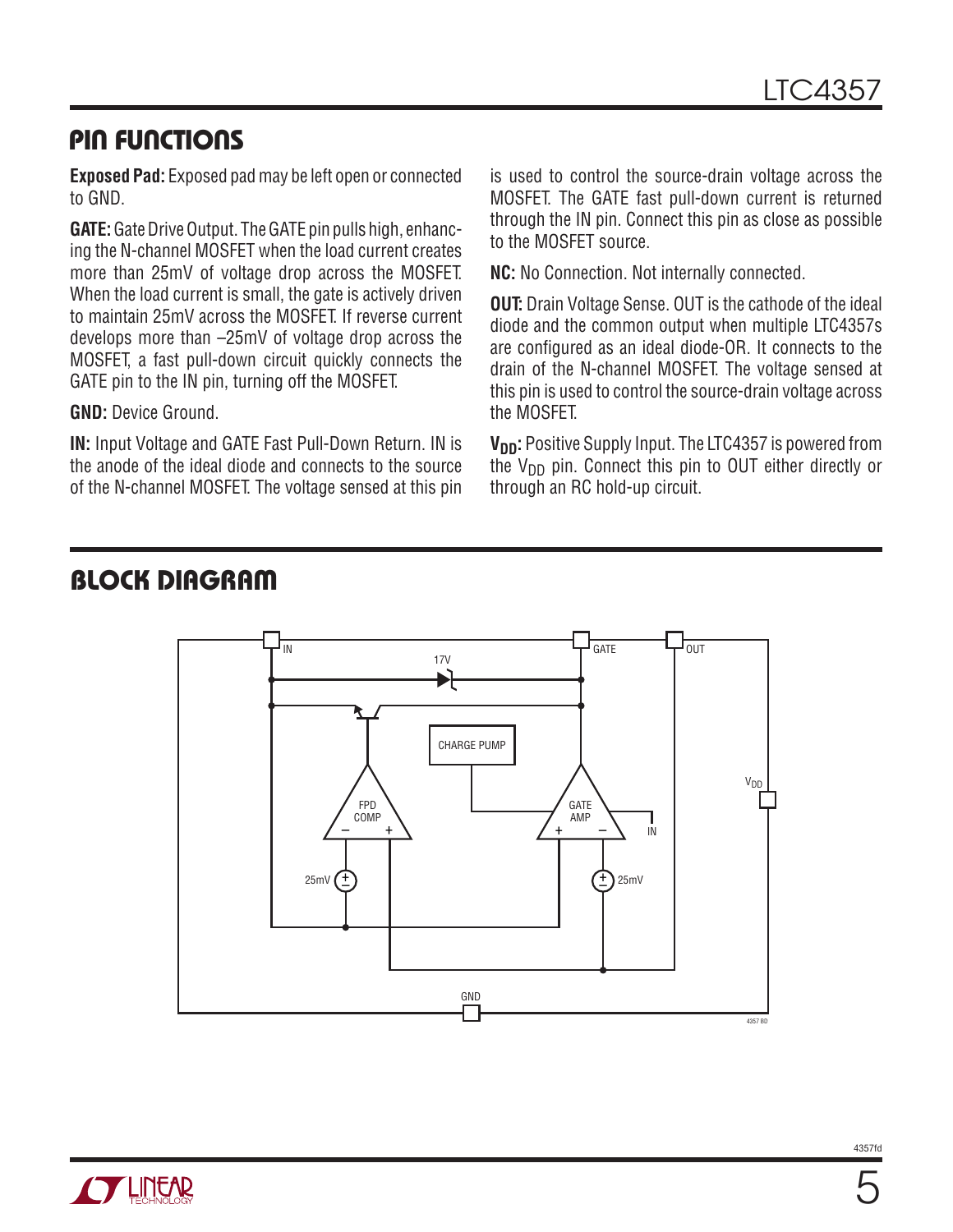## PIN FUNCTIONS

**Exposed Pad:** Exposed pad may be left open or connected to GND.

**GATE:** Gate Drive Output. The GATE pin pulls high, enhancing the N-channel MOSFET when the load current creates more than 25mV of voltage drop across the MOSFET. When the load current is small, the gate is actively driven to maintain 25mV across the MOSFET. If reverse current develops more than –25mV of voltage drop across the MOSFET, a fast pull-down circuit quickly connects the GATE pin to the IN pin, turning off the MOSFET.

**GND:** Device Ground.

**IN:** Input Voltage and GATE Fast Pull-Down Return. IN is the anode of the ideal diode and connects to the source of the N-channel MOSFET. The voltage sensed at this pin is used to control the source-drain voltage across the MOSFET. The GATE fast pull-down current is returned through the IN pin. Connect this pin as close as possible to the MOSFET source.

**NC:** No Connection. Not internally connected.

**OUT:** Drain Voltage Sense. OUT is the cathode of the ideal diode and the common output when multiple LTC4357s are configured as an ideal diode-OR. It connects to the drain of the N-channel MOSFET. The voltage sensed at this pin is used to control the source-drain voltage across the MOSFET.

**$V_{DD}$:** Positive Supply Input. The LTC4357 is powered from the $V_{DD}$ pin. Connect this pin to OUT either directly or through an RC hold-up circuit.

## BLOCK DIAGRAM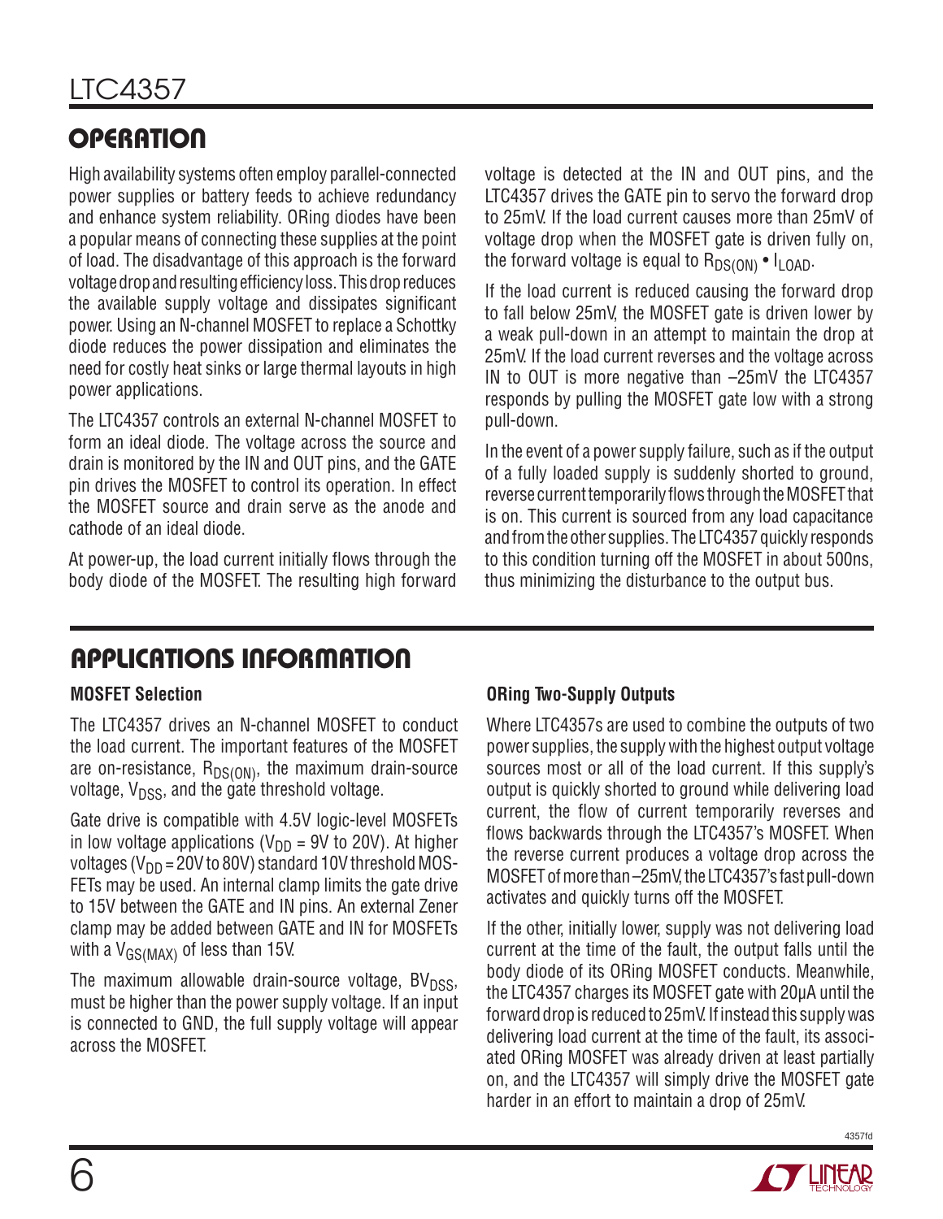## OPERATION

High availability systems often employ parallel-connected power supplies or battery feeds to achieve redundancy and enhance system reliability. ORing diodes have been a popular means of connecting these supplies at the point of load. The disadvantage of this approach is the forward voltage drop and resulting efficiency loss. This drop reduces the available supply voltage and dissipates significant power. Using an N-channel MOSFET to replace a Schottky diode reduces the power dissipation and eliminates the need for costly heat sinks or large thermal layouts in high power applications.

The LTC4357 controls an external N-channel MOSFET to form an ideal diode. The voltage across the source and drain is monitored by the IN and OUT pins, and the GATE pin drives the MOSFET to control its operation. In effect the MOSFET source and drain serve as the anode and cathode of an ideal diode.

At power-up, the load current initially flows through the body diode of the MOSFET. The resulting high forward voltage is detected at the IN and OUT pins, and the LTC4357 drives the GATE pin to servo the forward drop to 25mV. If the load current causes more than 25mV of voltage drop when the MOSFET gate is driven fully on, the forward voltage is equal to $R_{DS(ON)} \bullet I_{LOAD}$.

If the load current is reduced causing the forward drop to fall below 25mV, the MOSFET gate is driven lower by a weak pull-down in an attempt to maintain the drop at 25mV. If the load current reverses and the voltage across IN to OUT is more negative than –25mV the LTC4357 responds by pulling the MOSFET gate low with a strong pull-down.

In the event of a power supply failure, such as if the output of a fully loaded supply is suddenly shorted to ground, reverse current temporarily flows through the MOSFET that is on. This current is sourced from any load capacitance and from the other supplies. The LTC4357 quickly responds to this condition turning off the MOSFET in about 500ns, thus minimizing the disturbance to the output bus.

## APPLICATIONS INFORMATION

### MOSFET Selection

The LTC4357 drives an N-channel MOSFET to conduct the load current. The important features of the MOSFET are on-resistance, $R_{DS(ON)}$, the maximum drain-source voltage, $V_{DSS}$, and the gate threshold voltage.

Gate drive is compatible with 4.5V logic-level MOSFETs in low voltage applications ($V_{DD}$ = 9V to 20V). At higher voltages ($V_{DD}$ = 20V to 80V) standard 10V threshold MOSFETs may be used. An internal clamp limits the gate drive to 15V between the GATE and IN pins. An external Zener clamp may be added between GATE and IN for MOSFETs with a $V_{GS(MAX)}$ of less than 15V.

The maximum allowable drain-source voltage, $BV_{DSS}$, must be higher than the power supply voltage. If an input is connected to GND, the full supply voltage will appear across the MOSFET.

### ORing Two-Supply Outputs

Where LTC4357s are used to combine the outputs of two power supplies, the supply with the highest output voltage sources most or all of the load current. If this supply's output is quickly shorted to ground while delivering load current, the flow of current temporarily reverses and flows backwards through the LTC4357's MOSFET. When the reverse current produces a voltage drop across the MOSFET of more than –25mV, the LTC4357's fast pull-down activates and quickly turns off the MOSFET.

If the other, initially lower, supply was not delivering load current at the time of the fault, the output falls until the body diode of its ORing MOSFET conducts. Meanwhile, the LTC4357 charges its MOSFET gate with 20µA until the forward drop is reduced to 25mV. If instead this supply was delivering load current at the time of the fault, its associated ORing MOSFET was already driven at least partially on, and the LTC4357 will simply drive the MOSFET gate harder in an effort to maintain a drop of 25mV.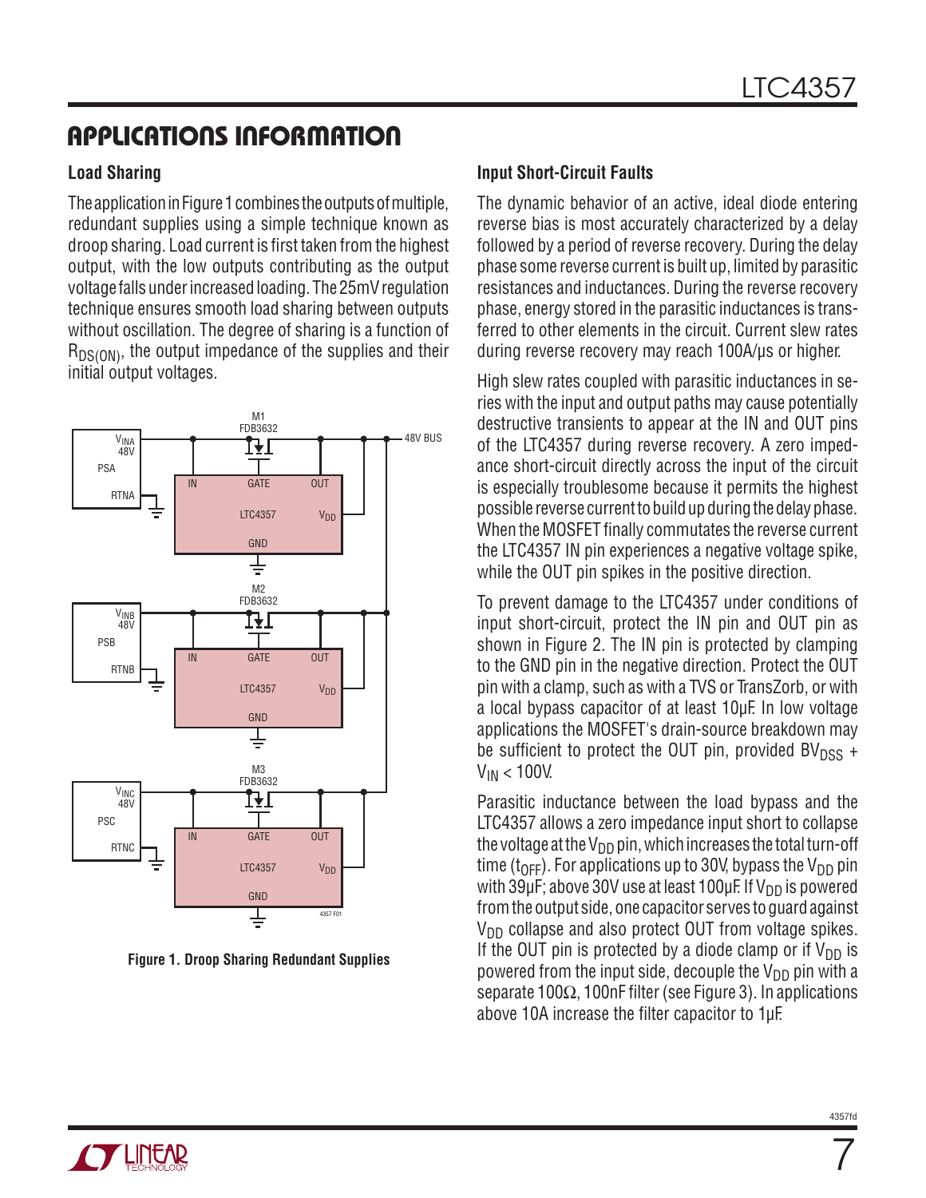## APPLICATIONS INFORMATION

### Load Sharing

The application in Figure 1 combines the outputs of multiple, redundant supplies using a simple technique known as droop sharing. Load current is first taken from the highest output, with the low outputs contributing as the output voltage falls under increased loading. The 25mV regulation technique ensures smooth load sharing between outputs without oscillation. The degree of sharing is a function of $R_{DS(ON)}$, the output impedance of the supplies and their initial output voltages.

**Figure 1. Droop Sharing Redundant Supplies**

### Input Short-Circuit Faults

The dynamic behavior of an active, ideal diode entering reverse bias is most accurately characterized by a delay followed by a period of reverse recovery. During the delay phase some reverse current is built up, limited by parasitic resistances and inductances. During the reverse recovery phase, energy stored in the parasitic inductances is transferred to other elements in the circuit. Current slew rates during reverse recovery may reach 100A/µs or higher.

High slew rates coupled with parasitic inductances in series with the input and output paths may cause potentially destructive transients to appear at the IN and OUT pins of the LTC4357 during reverse recovery. A zero impedance short-circuit directly across the input of the circuit is especially troublesome because it permits the highest possible reverse current to build up during the delay phase. When the MOSFET finally commutates the reverse current the LTC4357 IN pin experiences a negative voltage spike, while the OUT pin spikes in the positive direction.

To prevent damage to the LTC4357 under conditions of input short-circuit, protect the IN pin and OUT pin as shown in Figure 2. The IN pin is protected by clamping to the GND pin in the negative direction. Protect the OUT pin with a clamp, such as with a TVS or TransZorb, or with a local bypass capacitor of at least 10µF. In low voltage applications the MOSFET's drain-source breakdown may be sufficient to protect the OUT pin, provided $BV_{DSS}$ + $V_{IN}$ < 100V.

Parasitic inductance between the load bypass and the LTC4357 allows a zero impedance input short to collapse the voltage at the $V_{DD}$ pin, which increases the total turn-off time ($t_{OFF}$). For applications up to 30V, bypass the $V_{DD}$ pin with 39µF; above 30V use at least 100µF. If $V_{DD}$ is powered from the output side, one capacitor serves to guard against $V_{DD}$ collapse and also protect OUT from voltage spikes. If the OUT pin is protected by a diode clamp or if $V_{DD}$ is powered from the input side, decouple the $V_{DD}$ pin with a separate 100Ω, 100nF filter (see Figure 3). In applications above 10A increase the filter capacitor to 1µF.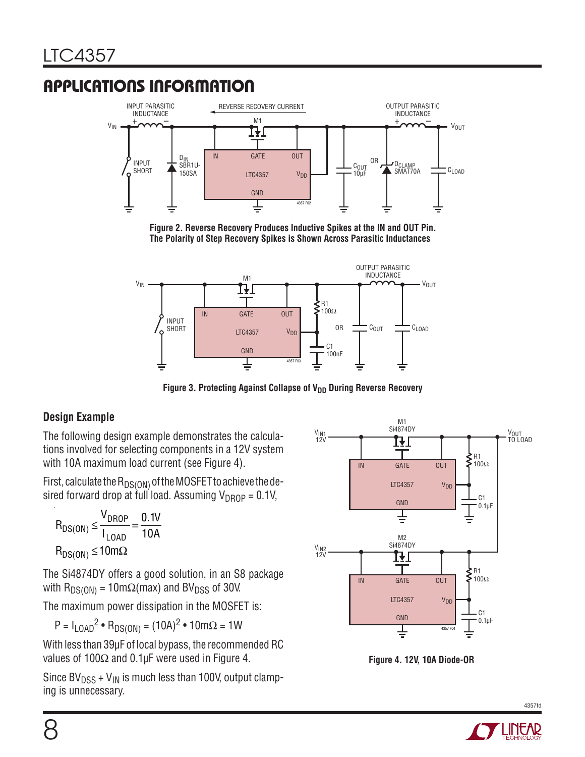## APPLICATIONS INFORMATION

**Figure 2. Reverse Recovery Produces Inductive Spikes at the IN and OUT Pin. The Polarity of Step Recovery Spikes is Shown Across Parasitic Inductances**

**Figure 3. Protecting Against Collapse of $V_{DD}$ During Reverse Recovery**

### Design Example

The following design example demonstrates the calculations involved for selecting components in a 12V system with 10A maximum load current (see Figure 4).

First, calculate the $R_{DS(ON)}$ of the MOSFET to achieve the desired forward drop at full load. Assuming $V_{DROP}$ = 0.1V,

$$R_{DS(ON)} \leq \frac{V_{DROP}}{I_{LOAD}} = \frac{0.1V}{10A}$$

$$R_{DS(ON)} \leq 10m\Omega$$

The Si4874DY offers a good solution, in an S8 package with $R_{DS(ON)}$ = 10mΩ(max) and $BV_{DSS}$ of 30V.

The maximum power dissipation in the MOSFET is:

$$P = I_{LOAD}^2 \bullet R_{DS(ON)} = (10A)^2 \bullet 10m\Omega = 1W$$

With less than 39µF of local bypass, the recommended RC values of 100Ω and 0.1µF were used in Figure 4.

Since $BV_{DSS} + V_{IN}$ is much less than 100V, output clamping is unnecessary.

**Figure 4. 12V, 10A Diode-OR**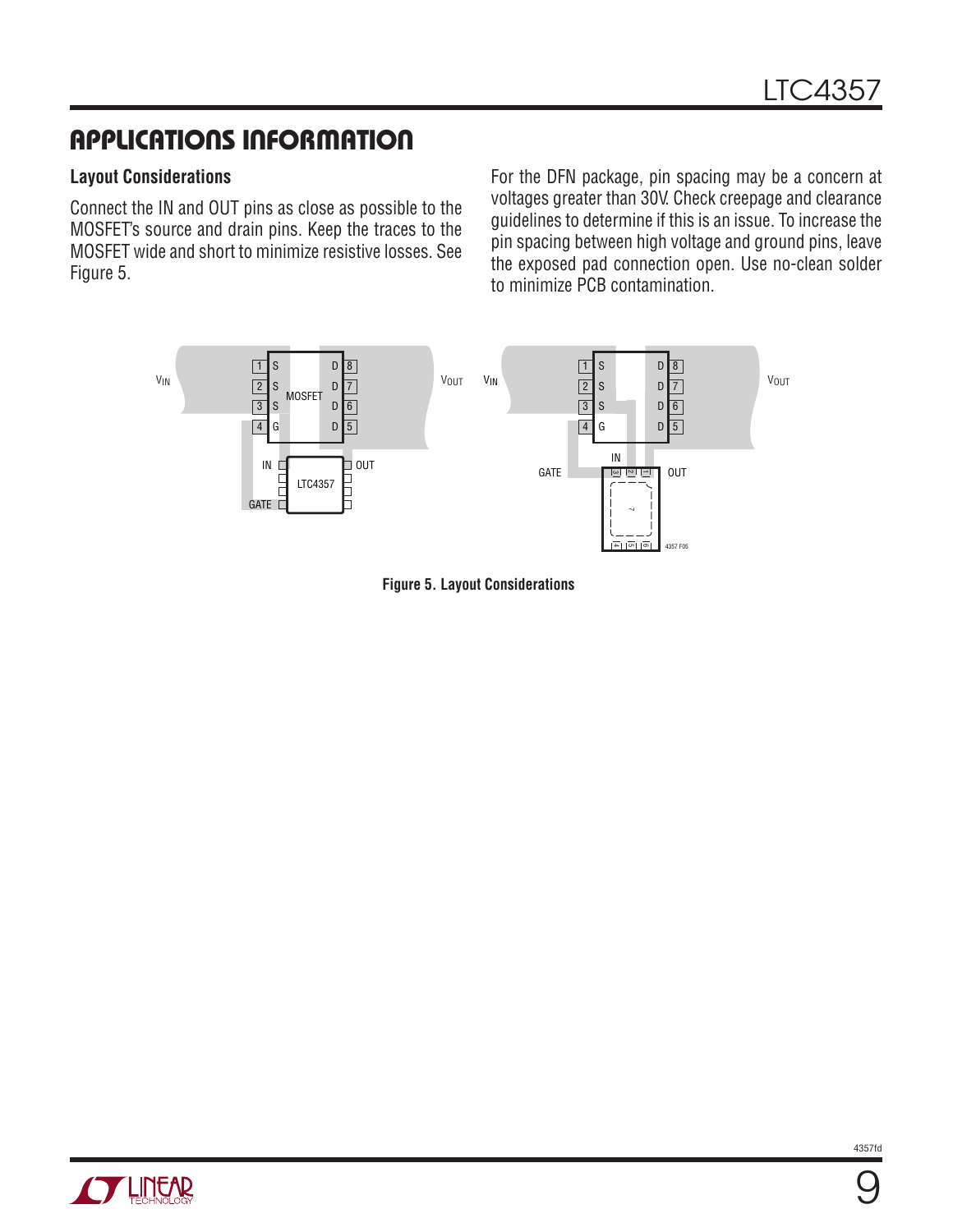## APPLICATIONS INFORMATION

### Layout Considerations

Connect the IN and OUT pins as close as possible to the MOSFET's source and drain pins. Keep the traces to the MOSFET wide and short to minimize resistive losses. See Figure 5.

For the DFN package, pin spacing may be a concern at voltages greater than 30V. Check creepage and clearance guidelines to determine if this is an issue. To increase the pin spacing between high voltage and ground pins, leave the exposed pad connection open. Use no-clean solder to minimize PCB contamination.

**Figure 5. Layout Considerations**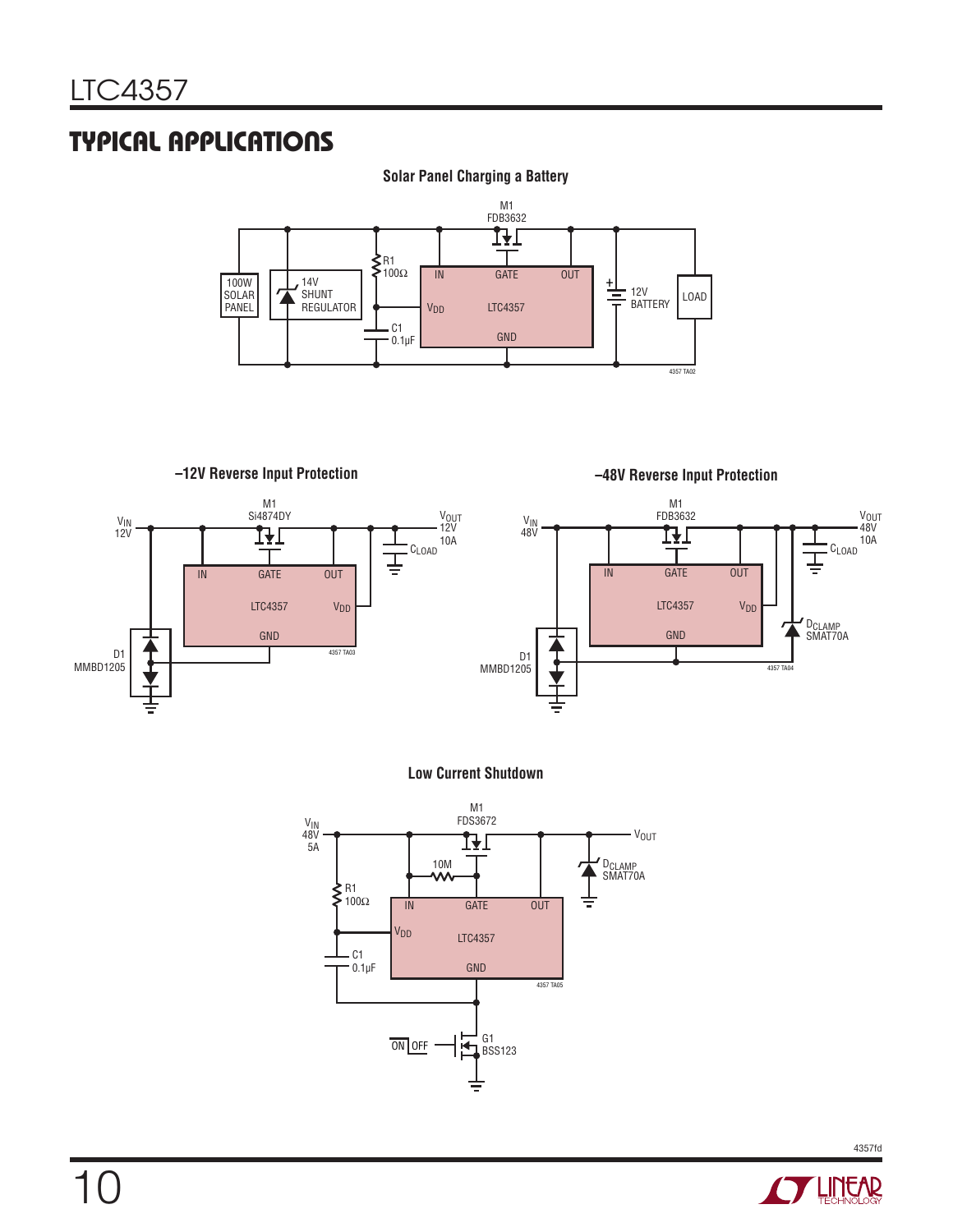## TYPICAL APPLICATIONS

**Solar Panel Charging a Battery**

M1 FDB3632, R1 100Ω, C1 0.1µF, 100W SOLAR PANEL, 14V SHUNT REGULATOR, 12V BATTERY, LOAD, LTC4357 (IN, GATE, OUT, $V_{DD}$, GND)

4357 TA02

**–12V Reverse Input Protection**

$V_{IN}$ 12V, M1 Si4874DY, $V_{OUT}$ 12V 10A, $C_{LOAD}$, D1 MMBD1205, LTC4357 (IN, GATE, OUT, $V_{DD}$, GND)

4357 TA03

**–48V Reverse Input Protection**

$V_{IN}$ 48V, M1 FDB3632, $V_{OUT}$ 48V 10A, $C_{LOAD}$, $D_{CLAMP}$ SMAT70A, D1 MMBD1205, LTC4357 (IN, GATE, OUT, $V_{DD}$, GND)

4357 TA04

**Low Current Shutdown**

$V_{IN}$ 48V 5A, M1 FDS3672, $V_{OUT}$, 10M, R1 100Ω, C1 0.1µF, $D_{CLAMP}$ SMAT70A, G1 BSS123, ON/OFF, LTC4357 (IN, GATE, OUT, $V_{DD}$, GND)

4357 TA05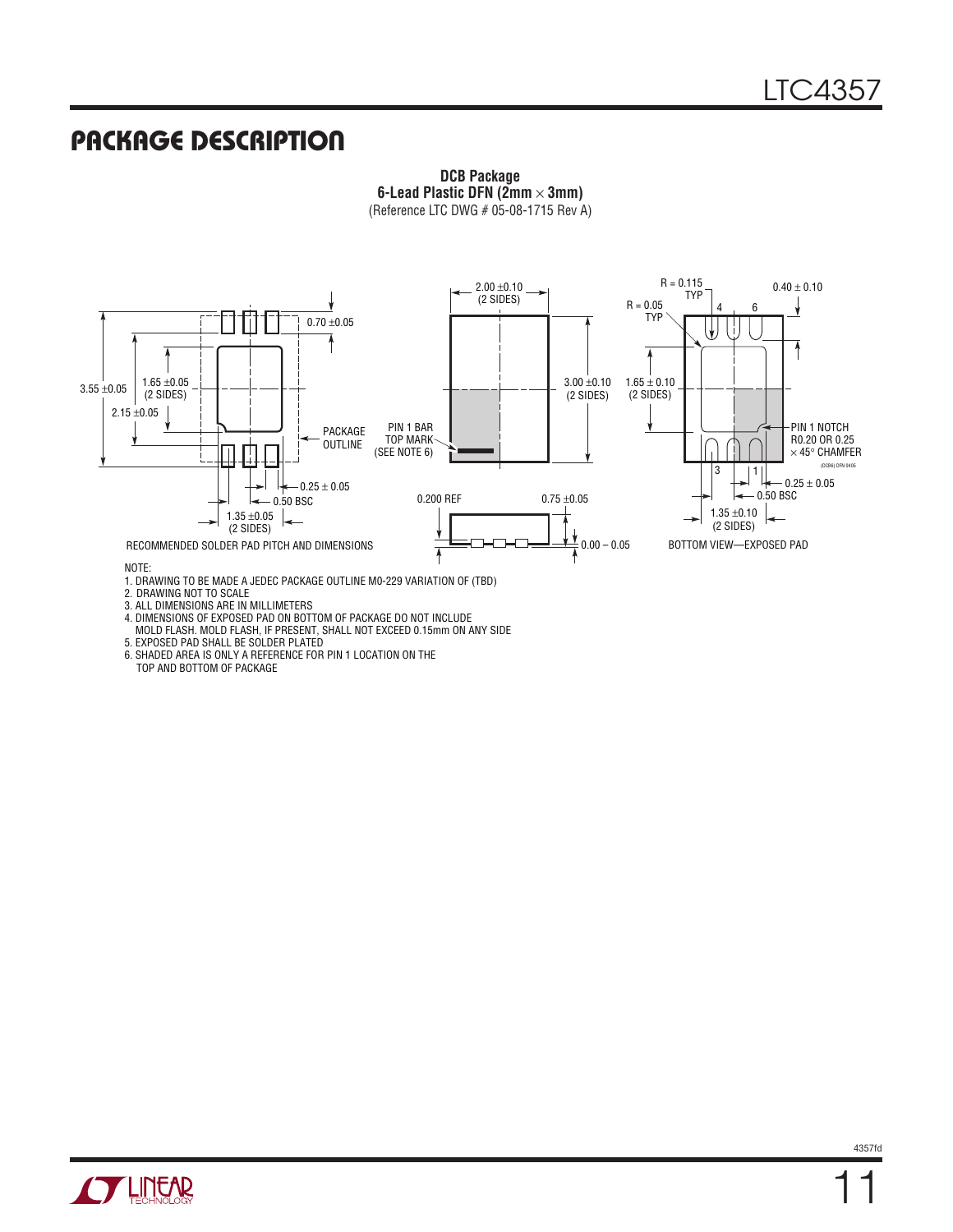## PACKAGE DESCRIPTION

**DCB Package**
**6-Lead Plastic DFN (2mm × 3mm)**
(Reference LTC DWG # 05-08-1715 Rev A)

3.55 ±0.05

1.65 ±0.05 (2 SIDES)

2.15 ±0.05

0.70 ±0.05

PACKAGE OUTLINE

0.25 ± 0.05

0.50 BSC

1.35 ±0.05 (2 SIDES)

RECOMMENDED SOLDER PAD PITCH AND DIMENSIONS

2.00 ±0.10 (2 SIDES)

3.00 ±0.10 (2 SIDES)

PIN 1 BAR TOP MARK (SEE NOTE 6)

0.200 REF

0.75 ±0.05

0.00 – 0.05

R = 0.115 TYP

R = 0.05 TYP

0.40 ± 0.10

1.65 ± 0.10 (2 SIDES)

PIN 1 NOTCH R0.20 OR 0.25 × 45° CHAMFER

0.25 ± 0.05

0.50 BSC

1.35 ±0.10 (2 SIDES)

BOTTOM VIEW—EXPOSED PAD

(DCB6) DFN 0405

NOTE:

1. DRAWING TO BE MADE A JEDEC PACKAGE OUTLINE M0-229 VARIATION OF (TBD)
2. DRAWING NOT TO SCALE
3. ALL DIMENSIONS ARE IN MILLIMETERS
4. DIMENSIONS OF EXPOSED PAD ON BOTTOM OF PACKAGE DO NOT INCLUDE MOLD FLASH. MOLD FLASH, IF PRESENT, SHALL NOT EXCEED 0.15mm ON ANY SIDE
5. EXPOSED PAD SHALL BE SOLDER PLATED
6. SHADED AREA IS ONLY A REFERENCE FOR PIN 1 LOCATION ON THE TOP AND BOTTOM OF PACKAGE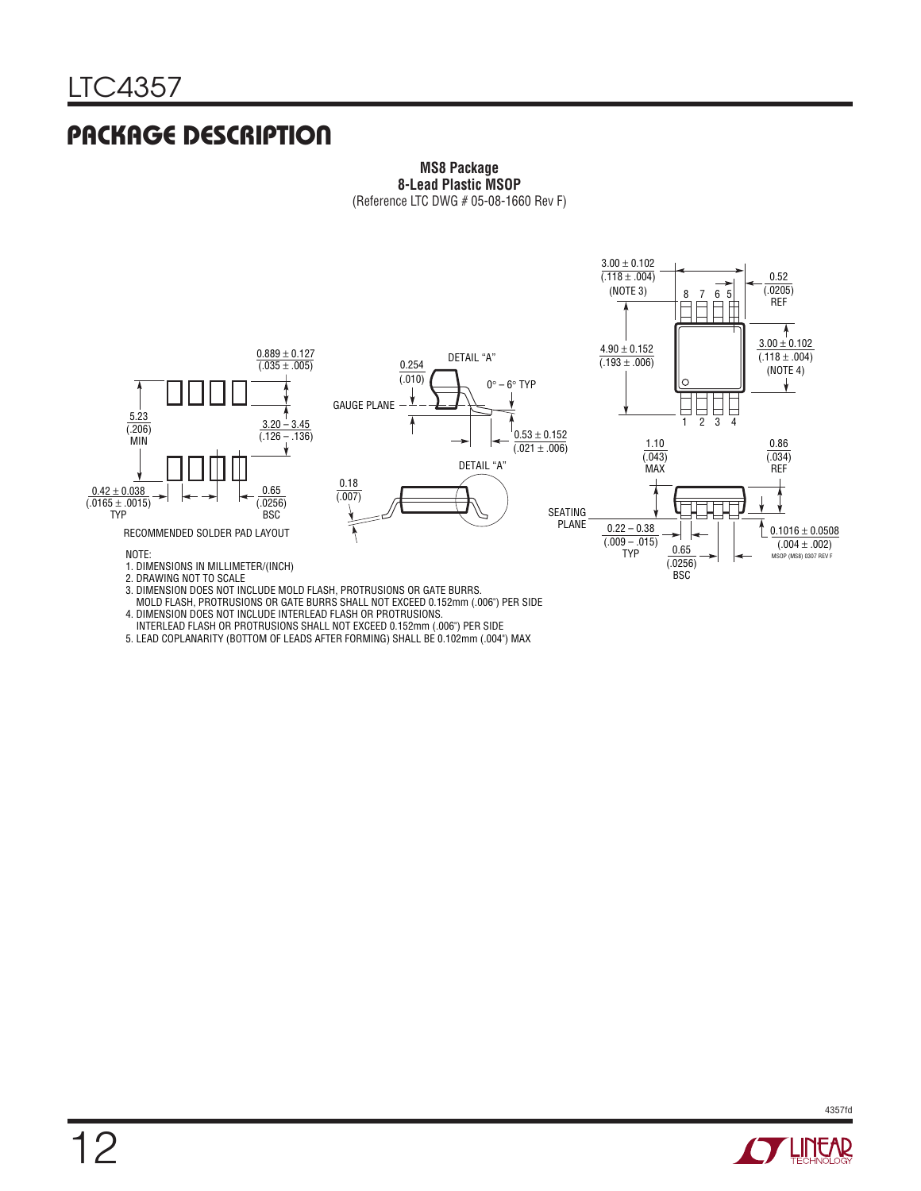# PACKAGE DESCRIPTION

**MS8 Package**
**8-Lead Plastic MSOP**
(Reference LTC DWG # 05-08-1660 Rev F)

RECOMMENDED SOLDER PAD LAYOUT

0.889 ± 0.127 (.035 ± .005)

5.23 (.206) MIN

3.20 – 3.45 (.126 – .136)

0.42 ± 0.038 (.0165 ± .0015) TYP

0.65 (.0256) BSC

DETAIL "A"

0.254 (.010)

0° – 6° TYP

GAUGE PLANE

0.53 ± 0.152 (.021 ± .006)

0.18 (.007)

3.00 ± 0.102 (.118 ± .004) (NOTE 3)

0.52 (.0205) REF

4.90 ± 0.152 (.193 ± .006)

3.00 ± 0.102 (.118 ± .004) (NOTE 4)

1.10 (.043) MAX

0.86 (.034) REF

SEATING PLANE

0.22 – 0.38 (.009 – .015) TYP

0.65 (.0256) BSC

0.1016 ± 0.0508 (.004 ± .002)

MSOP (MS8) 0307 REV F

NOTE:
1. DIMENSIONS IN MILLIMETER/(INCH)
2. DRAWING NOT TO SCALE
3. DIMENSION DOES NOT INCLUDE MOLD FLASH, PROTRUSIONS OR GATE BURRS. MOLD FLASH, PROTRUSIONS OR GATE BURRS SHALL NOT EXCEED 0.152mm (.006") PER SIDE
4. DIMENSION DOES NOT INCLUDE INTERLEAD FLASH OR PROTRUSIONS. INTERLEAD FLASH OR PROTRUSIONS SHALL NOT EXCEED 0.152mm (.006") PER SIDE
5. LEAD COPLANARITY (BOTTOM OF LEADS AFTER FORMING) SHALL BE 0.102mm (.004") MAX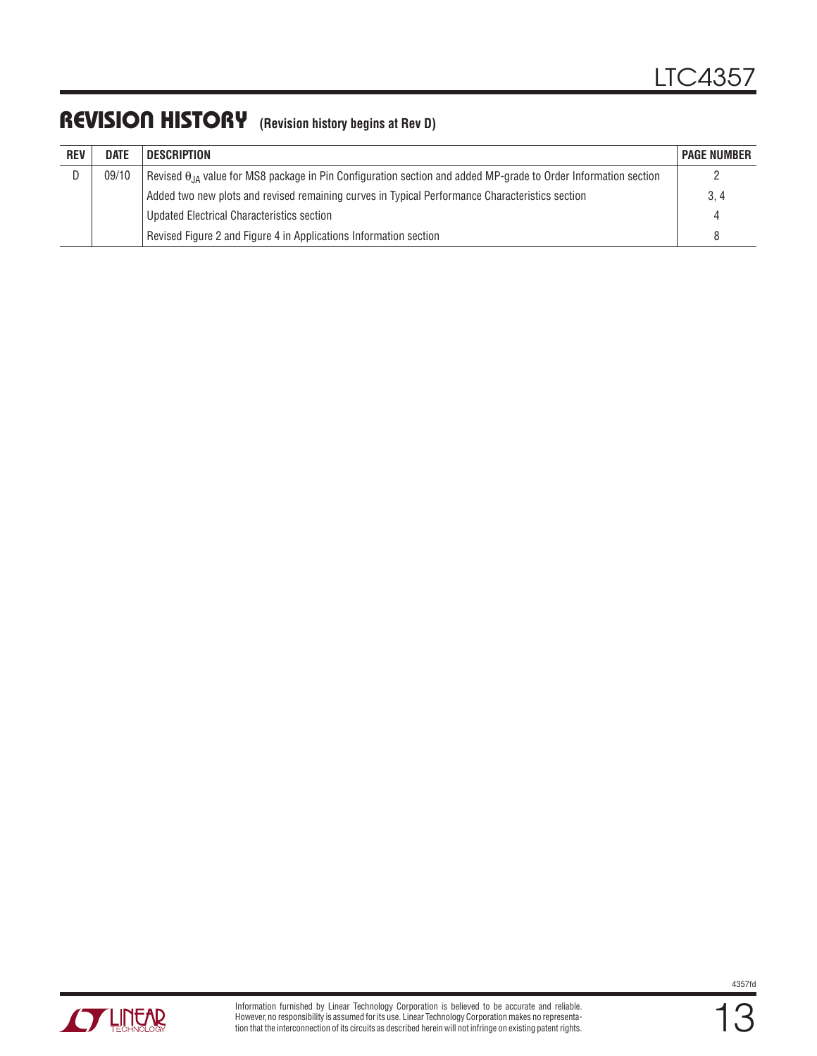## REVISION HISTORY (Revision history begins at Rev D)

| REV | DATE | DESCRIPTION | PAGE NUMBER |
|---|---|---|---|
| D | 09/10 | Revised $\theta_{JA}$ value for MS8 package in Pin Configuration section and added MP-grade to Order Information section | 2 |
| | | Added two new plots and revised remaining curves in Typical Performance Characteristics section | 3, 4 |
| | | Updated Electrical Characteristics section | 4 |
| | | Revised Figure 2 and Figure 4 in Applications Information section | 8 |

Information furnished by Linear Technology Corporation is believed to be accurate and reliable. However, no responsibility is assumed for its use. Linear Technology Corporation makes no representation that the interconnection of its circuits as described herein will not infringe on existing patent rights.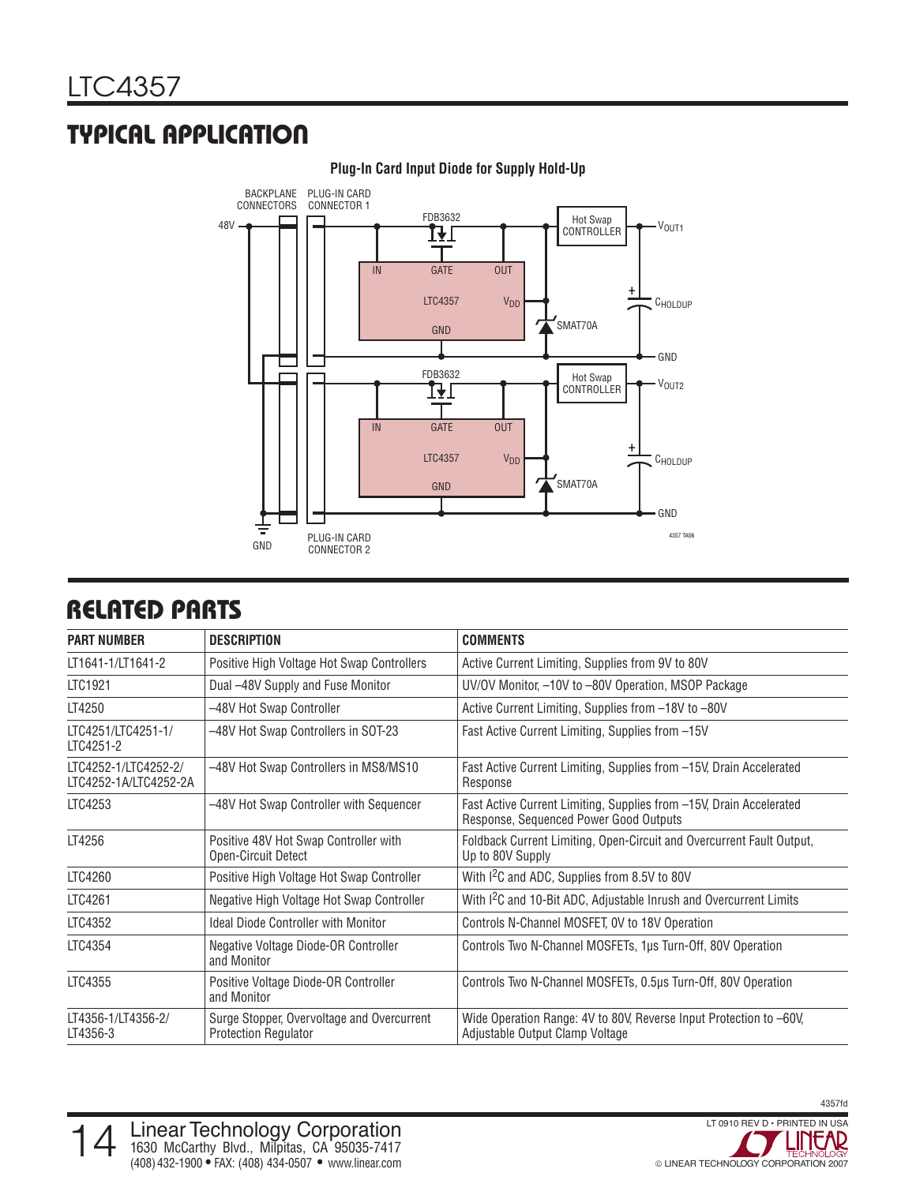## TYPICAL APPLICATION

**Plug-In Card Input Diode for Supply Hold-Up**

## RELATED PARTS

| PART NUMBER | DESCRIPTION | COMMENTS |
|---|---|---|
| LT1641-1/LT1641-2 | Positive High Voltage Hot Swap Controllers | Active Current Limiting, Supplies from 9V to 80V |
| LTC1921 | Dual –48V Supply and Fuse Monitor | UV/OV Monitor, –10V to –80V Operation, MSOP Package |
| LT4250 | –48V Hot Swap Controller | Active Current Limiting, Supplies from –18V to –80V |
| LTC4251/LTC4251-1/ LTC4251-2 | –48V Hot Swap Controllers in SOT-23 | Fast Active Current Limiting, Supplies from –15V |
| LTC4252-1/LTC4252-2/ LTC4252-1A/LTC4252-2A | –48V Hot Swap Controllers in MS8/MS10 | Fast Active Current Limiting, Supplies from –15V, Drain Accelerated Response |
| LTC4253 | –48V Hot Swap Controller with Sequencer | Fast Active Current Limiting, Supplies from –15V, Drain Accelerated Response, Sequenced Power Good Outputs |
| LT4256 | Positive 48V Hot Swap Controller with Open-Circuit Detect | Foldback Current Limiting, Open-Circuit and Overcurrent Fault Output, Up to 80V Supply |
| LTC4260 | Positive High Voltage Hot Swap Controller | With $I^2C$ and ADC, Supplies from 8.5V to 80V |
| LTC4261 | Negative High Voltage Hot Swap Controller | With $I^2C$ and 10-Bit ADC, Adjustable Inrush and Overcurrent Limits |
| LTC4352 | Ideal Diode Controller with Monitor | Controls N-Channel MOSFET, 0V to 18V Operation |
| LTC4354 | Negative Voltage Diode-OR Controller and Monitor | Controls Two N-Channel MOSFETs, 1μs Turn-Off, 80V Operation |
| LTC4355 | Positive Voltage Diode-OR Controller and Monitor | Controls Two N-Channel MOSFETs, 0.5μs Turn-Off, 80V Operation |
| LT4356-1/LT4356-2/ LT4356-3 | Surge Stopper, Overvoltage and Overcurrent Protection Regulator | Wide Operation Range: 4V to 80V, Reverse Input Protection to –60V, Adjustable Output Clamp Voltage |

Linear Technology Corporation
1630 McCarthy Blvd., Milpitas, CA 95035-7417
(408) 432-1900 • FAX: (408) 434-0507 • www.linear.com

LT 0910 REV D • PRINTED IN USA
© LINEAR TECHNOLOGY CORPORATION 2007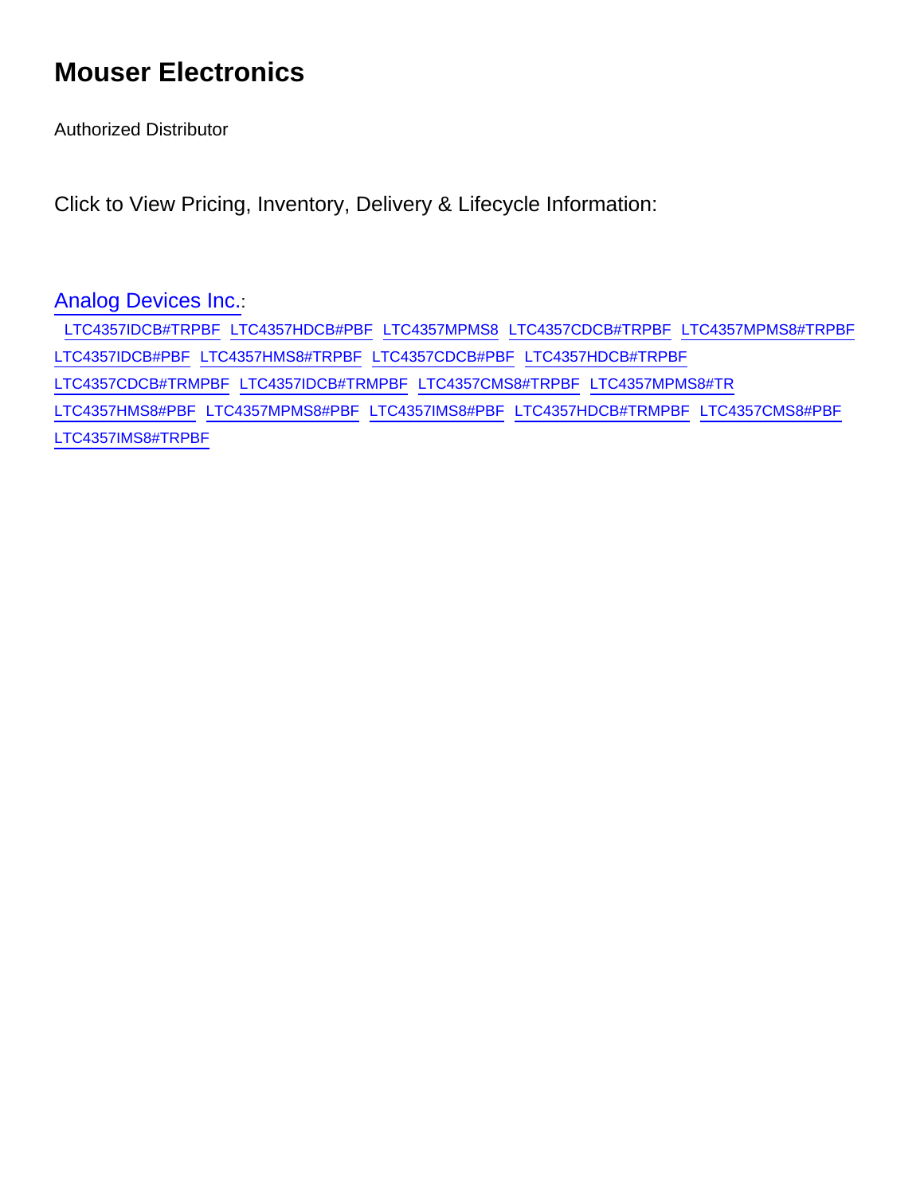# Mouser Electronics

Authorized Distributor

Click to View Pricing, Inventory, Delivery & Lifecycle Information:

Analog Devices Inc.:

LTC4357IDCB#TRPBF LTC4357HDCB#PBF LTC4357MPMS8 LTC4357CDCB#TRPBF LTC4357MPMS8#TRPBF LTC4357IDCB#PBF LTC4357HMS8#TRPBF LTC4357CDCB#PBF LTC4357HDCB#TRPBF LTC4357CDCB#TRMPBF LTC4357IDCB#TRMPBF LTC4357CMS8#TRPBF LTC4357MPMS8#TR LTC4357HMS8#PBF LTC4357MPMS8#PBF LTC4357IMS8#PBF LTC4357HDCB#TRMPBF LTC4357CMS8#PBF LTC4357IMS8#TRPBF